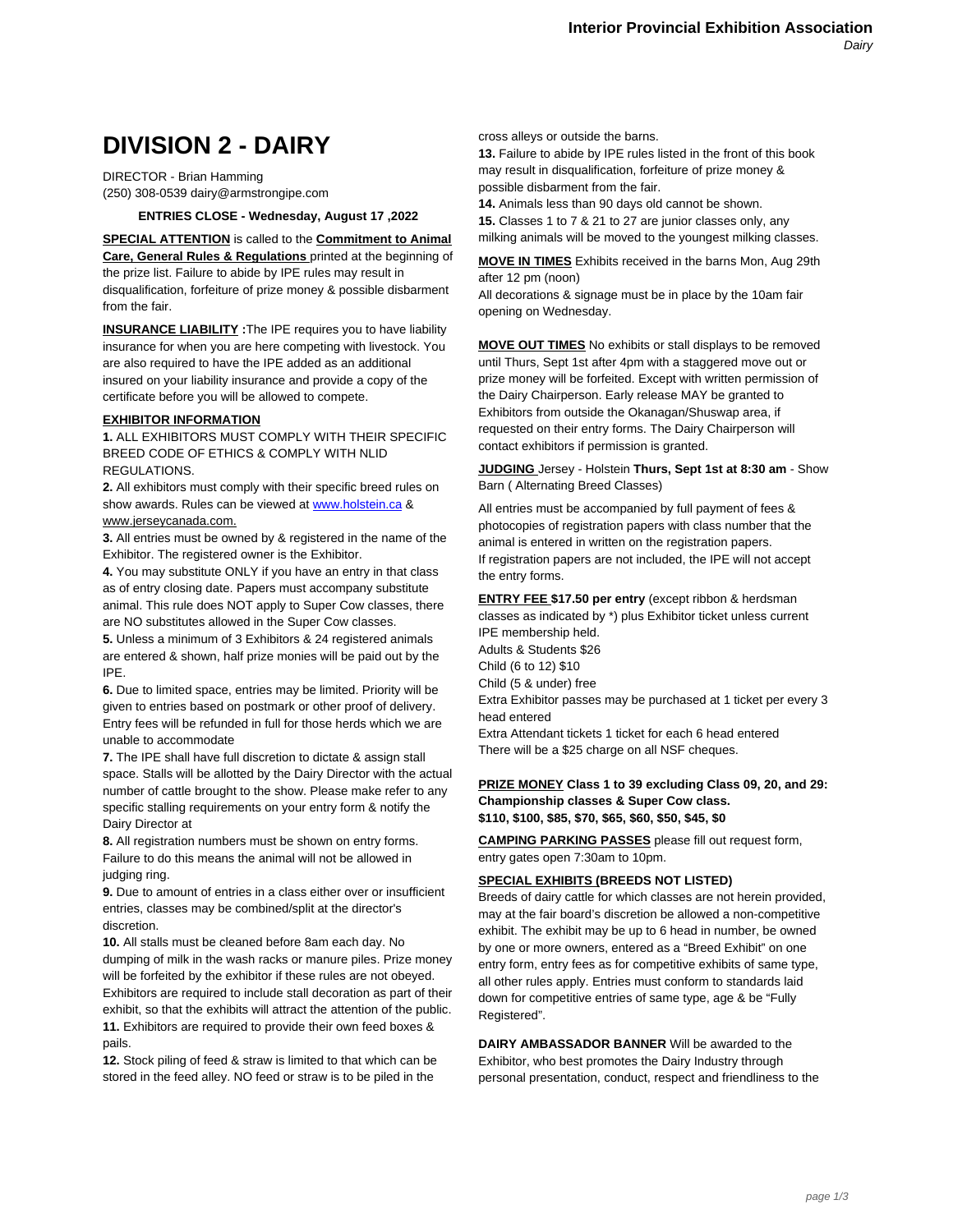# DIVISION 2 - DAIRY

DIRECTOR - Brian Hamming
(250) 308-0539 dairy@armstrongipe.com

**ENTRIES CLOSE - Wednesday, August 17 ,2022**

**SPECIAL ATTENTION** is called to the **Commitment to Animal Care, General Rules & Regulations** printed at the beginning of the prize list. Failure to abide by IPE rules may result in disqualification, forfeiture of prize money & possible disbarment from the fair.

**INSURANCE LIABILITY :** The IPE requires you to have liability insurance for when you are here competing with livestock. You are also required to have the IPE added as an additional insured on your liability insurance and provide a copy of the certificate before you will be allowed to compete.

**EXHIBITOR INFORMATION**

**1.** ALL EXHIBITORS MUST COMPLY WITH THEIR SPECIFIC BREED CODE OF ETHICS & COMPLY WITH NLID REGULATIONS.

**2.** All exhibitors must comply with their specific breed rules on show awards. Rules can be viewed at www.holstein.ca & www.jerseycanada.com.

**3.** All entries must be owned by & registered in the name of the Exhibitor. The registered owner is the Exhibitor.

**4.** You may substitute ONLY if you have an entry in that class as of entry closing date. Papers must accompany substitute animal. This rule does NOT apply to Super Cow classes, there are NO substitutes allowed in the Super Cow classes.

**5.** Unless a minimum of 3 Exhibitors & 24 registered animals are entered & shown, half prize monies will be paid out by the IPE.

**6.** Due to limited space, entries may be limited. Priority will be given to entries based on postmark or other proof of delivery. Entry fees will be refunded in full for those herds which we are unable to accommodate

**7.** The IPE shall have full discretion to dictate & assign stall space. Stalls will be allotted by the Dairy Director with the actual number of cattle brought to the show. Please make refer to any specific stalling requirements on your entry form & notify the Dairy Director at

**8.** All registration numbers must be shown on entry forms. Failure to do this means the animal will not be allowed in judging ring.

**9.** Due to amount of entries in a class either over or insufficient entries, classes may be combined/split at the director's discretion.

**10.** All stalls must be cleaned before 8am each day. No dumping of milk in the wash racks or manure piles. Prize money will be forfeited by the exhibitor if these rules are not obeyed. Exhibitors are required to include stall decoration as part of their exhibit, so that the exhibits will attract the attention of the public.

**11.** Exhibitors are required to provide their own feed boxes & pails.

**12.** Stock piling of feed & straw is limited to that which can be stored in the feed alley. NO feed or straw is to be piled in the cross alleys or outside the barns.

**13.** Failure to abide by IPE rules listed in the front of this book may result in disqualification, forfeiture of prize money & possible disbarment from the fair.

**14.** Animals less than 90 days old cannot be shown.

**15.** Classes 1 to 7 & 21 to 27 are junior classes only, any milking animals will be moved to the youngest milking classes.

**MOVE IN TIMES** Exhibits received in the barns Mon, Aug 29th after 12 pm (noon)
All decorations & signage must be in place by the 10am fair opening on Wednesday.

**MOVE OUT TIMES** No exhibits or stall displays to be removed until Thurs, Sept 1st after 4pm with a staggered move out or prize money will be forfeited. Except with written permission of the Dairy Chairperson. Early release MAY be granted to Exhibitors from outside the Okanagan/Shuswap area, if requested on their entry forms. The Dairy Chairperson will contact exhibitors if permission is granted.

**JUDGING** Jersey - Holstein **Thurs, Sept 1st at 8:30 am** - Show Barn ( Alternating Breed Classes)

All entries must be accompanied by full payment of fees & photocopies of registration papers with class number that the animal is entered in written on the registration papers.
If registration papers are not included, the IPE will not accept the entry forms.

**ENTRY FEE $17.50 per entry** (except ribbon & herdsman classes as indicated by *) plus Exhibitor ticket unless current IPE membership held.
Adults & Students $26
Child (6 to 12) $10
Child (5 & under) free
Extra Exhibitor passes may be purchased at 1 ticket per every 3 head entered
Extra Attendant tickets 1 ticket for each 6 head entered
There will be a $25 charge on all NSF cheques.

**PRIZE MONEY Class 1 to 39 excluding Class 09, 20, and 29: Championship classes & Super Cow class.**
**$110, $100, $85, $70, $65, $60, $50, $45, $0**

**CAMPING PARKING PASSES** please fill out request form, entry gates open 7:30am to 10pm.

**SPECIAL EXHIBITS (BREEDS NOT LISTED)**
Breeds of dairy cattle for which classes are not herein provided, may at the fair board's discretion be allowed a non-competitive exhibit. The exhibit may be up to 6 head in number, be owned by one or more owners, entered as a "Breed Exhibit" on one entry form, entry fees as for competitive exhibits of same type, all other rules apply. Entries must conform to standards laid down for competitive entries of same type, age & be "Fully Registered".

**DAIRY AMBASSADOR BANNER** Will be awarded to the Exhibitor, who best promotes the Dairy Industry through personal presentation, conduct, respect and friendliness to the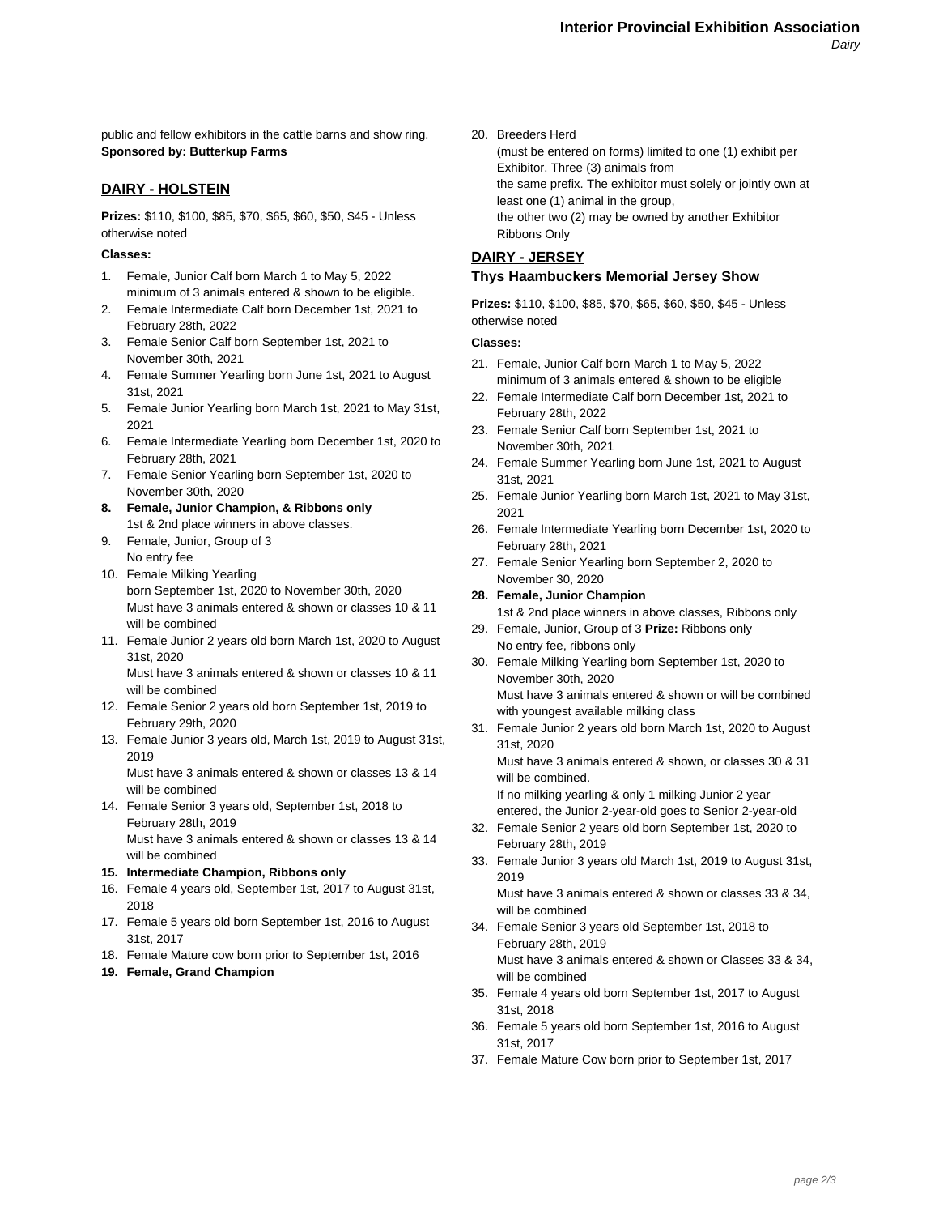public and fellow exhibitors in the cattle barns and show ring.
**Sponsored by: Butterkup Farms**

## DAIRY - HOLSTEIN

**Prizes:** $110, $100, $85, $70, $65, $60, $50, $45 - Unless otherwise noted

**Classes:**

1. Female, Junior Calf born March 1 to May 5, 2022
   minimum of 3 animals entered & shown to be eligible.
2. Female Intermediate Calf born December 1st, 2021 to February 28th, 2022
3. Female Senior Calf born September 1st, 2021 to November 30th, 2021
4. Female Summer Yearling born June 1st, 2021 to August 31st, 2021
5. Female Junior Yearling born March 1st, 2021 to May 31st, 2021
6. Female Intermediate Yearling born December 1st, 2020 to February 28th, 2021
7. Female Senior Yearling born September 1st, 2020 to November 30th, 2020
8. **Female, Junior Champion, & Ribbons only**
   1st & 2nd place winners in above classes.
9. Female, Junior, Group of 3
   No entry fee
10. Female Milking Yearling
    born September 1st, 2020 to November 30th, 2020
    Must have 3 animals entered & shown or classes 10 & 11 will be combined
11. Female Junior 2 years old born March 1st, 2020 to August 31st, 2020
    Must have 3 animals entered & shown or classes 10 & 11 will be combined
12. Female Senior 2 years old born September 1st, 2019 to February 29th, 2020
13. Female Junior 3 years old, March 1st, 2019 to August 31st, 2019
    Must have 3 animals entered & shown or classes 13 & 14 will be combined
14. Female Senior 3 years old, September 1st, 2018 to February 28th, 2019
    Must have 3 animals entered & shown or classes 13 & 14 will be combined
15. **Intermediate Champion, Ribbons only**
16. Female 4 years old, September 1st, 2017 to August 31st, 2018
17. Female 5 years old born September 1st, 2016 to August 31st, 2017
18. Female Mature cow born prior to September 1st, 2016
19. **Female, Grand Champion**
20. Breeders Herd
    (must be entered on forms) limited to one (1) exhibit per Exhibitor. Three (3) animals from
    the same prefix. The exhibitor must solely or jointly own at least one (1) animal in the group,
    the other two (2) may be owned by another Exhibitor
    Ribbons Only

## DAIRY - JERSEY

### Thys Haambuckers Memorial Jersey Show

**Prizes:** $110, $100, $85, $70, $65, $60, $50, $45 - Unless otherwise noted

**Classes:**

21. Female, Junior Calf born March 1 to May 5, 2022
    minimum of 3 animals entered & shown to be eligible
22. Female Intermediate Calf born December 1st, 2021 to February 28th, 2022
23. Female Senior Calf born September 1st, 2021 to November 30th, 2021
24. Female Summer Yearling born June 1st, 2021 to August 31st, 2021
25. Female Junior Yearling born March 1st, 2021 to May 31st, 2021
26. Female Intermediate Yearling born December 1st, 2020 to February 28th, 2021
27. Female Senior Yearling born September 2, 2020 to November 30, 2020
28. **Female, Junior Champion**
    1st & 2nd place winners in above classes, Ribbons only
29. Female, Junior, Group of 3 **Prize:** Ribbons only
    No entry fee, ribbons only
30. Female Milking Yearling born September 1st, 2020 to November 30th, 2020
    Must have 3 animals entered & shown or will be combined with youngest available milking class
31. Female Junior 2 years old born March 1st, 2020 to August 31st, 2020
    Must have 3 animals entered & shown, or classes 30 & 31 will be combined.
    If no milking yearling & only 1 milking Junior 2 year entered, the Junior 2-year-old goes to Senior 2-year-old
32. Female Senior 2 years old born September 1st, 2020 to February 28th, 2019
33. Female Junior 3 years old March 1st, 2019 to August 31st, 2019
    Must have 3 animals entered & shown or classes 33 & 34, will be combined
34. Female Senior 3 years old September 1st, 2018 to February 28th, 2019
    Must have 3 animals entered & shown or Classes 33 & 34, will be combined
35. Female 4 years old born September 1st, 2017 to August 31st, 2018
36. Female 5 years old born September 1st, 2016 to August 31st, 2017
37. Female Mature Cow born prior to September 1st, 2017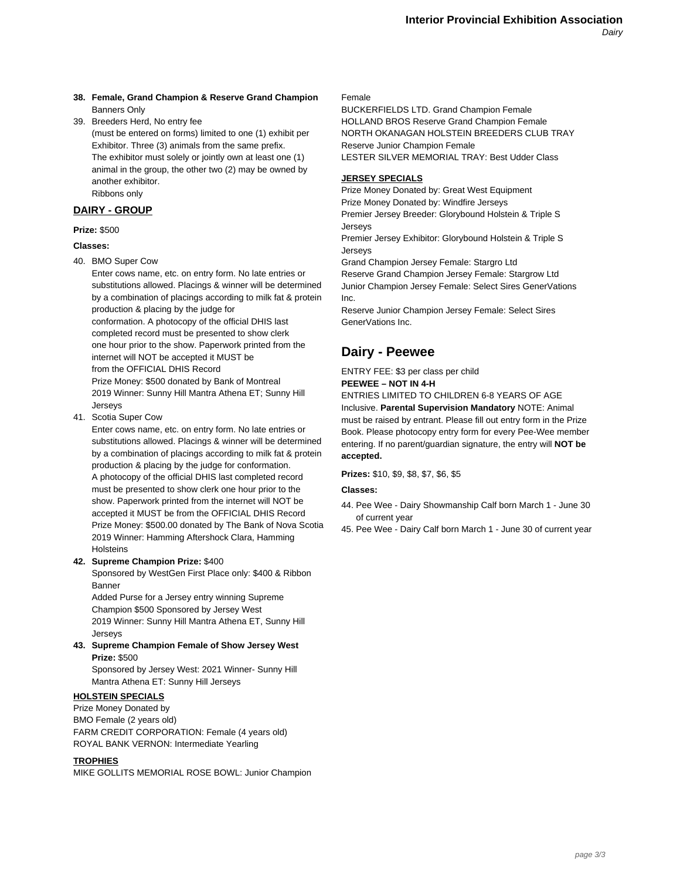38. **Female, Grand Champion & Reserve Grand Champion** Banners Only
39. Breeders Herd, No entry fee
    (must be entered on forms) limited to one (1) exhibit per Exhibitor. Three (3) animals from the same prefix. The exhibitor must solely or jointly own at least one (1) animal in the group, the other two (2) may be owned by another exhibitor.
    Ribbons only

## DAIRY - GROUP

**Prize:** $500

**Classes:**

40. BMO Super Cow
    Enter cows name, etc. on entry form. No late entries or substitutions allowed. Placings & winner will be determined by a combination of placings according to milk fat & protein production & placing by the judge for conformation. A photocopy of the official DHIS last completed record must be presented to show clerk one hour prior to the show. Paperwork printed from the internet will NOT be accepted it MUST be from the OFFICIAL DHIS Record
    Prize Money: $500 donated by Bank of Montreal
    2019 Winner: Sunny Hill Mantra Athena ET; Sunny Hill Jerseys
41. Scotia Super Cow
    Enter cows name, etc. on entry form. No late entries or substitutions allowed. Placings & winner will be determined by a combination of placings according to milk fat & protein production & placing by the judge for conformation. A photocopy of the official DHIS last completed record must be presented to show clerk one hour prior to the show. Paperwork printed from the internet will NOT be accepted it MUST be from the OFFICIAL DHIS Record
    Prize Money: $500.00 donated by The Bank of Nova Scotia
    2019 Winner: Hamming Aftershock Clara, Hamming Holsteins
42. **Supreme Champion Prize:** $400
    Sponsored by WestGen First Place only: $400 & Ribbon Banner
    Added Purse for a Jersey entry winning Supreme Champion $500 Sponsored by Jersey West
    2019 Winner: Sunny Hill Mantra Athena ET, Sunny Hill Jerseys
43. **Supreme Champion Female of Show Jersey West Prize:** $500
    Sponsored by Jersey West: 2021 Winner- Sunny Hill Mantra Athena ET: Sunny Hill Jerseys

### HOLSTEIN SPECIALS

Prize Money Donated by
BMO Female (2 years old)
FARM CREDIT CORPORATION: Female (4 years old)
ROYAL BANK VERNON: Intermediate Yearling

### TROPHIES

MIKE GOLLITS MEMORIAL ROSE BOWL: Junior Champion Female
BUCKERFIELDS LTD. Grand Champion Female
HOLLAND BROS Reserve Grand Champion Female
NORTH OKANAGAN HOLSTEIN BREEDERS CLUB TRAY Reserve Junior Champion Female
LESTER SILVER MEMORIAL TRAY: Best Udder Class

### JERSEY SPECIALS

Prize Money Donated by: Great West Equipment
Prize Money Donated by: Windfire Jerseys
Premier Jersey Breeder: Glorybound Holstein & Triple S Jerseys
Premier Jersey Exhibitor: Glorybound Holstein & Triple S Jerseys
Grand Champion Jersey Female: Stargro Ltd
Reserve Grand Champion Jersey Female: Stargrow Ltd
Junior Champion Jersey Female: Select Sires GenerVations Inc.
Reserve Junior Champion Jersey Female: Select Sires GenerVations Inc.

# Dairy - Peewee

ENTRY FEE: $3 per class per child
**PEEWEE – NOT IN 4-H**
ENTRIES LIMITED TO CHILDREN 6-8 YEARS OF AGE Inclusive. **Parental Supervision Mandatory** NOTE: Animal must be raised by entrant. Please fill out entry form in the Prize Book. Please photocopy entry form for every Pee-Wee member entering. If no parent/guardian signature, the entry will **NOT be accepted.**

**Prizes:** $10, $9, $8, $7, $6, $5

**Classes:**

44. Pee Wee - Dairy Showmanship Calf born March 1 - June 30 of current year
45. Pee Wee - Dairy Calf born March 1 - June 30 of current year